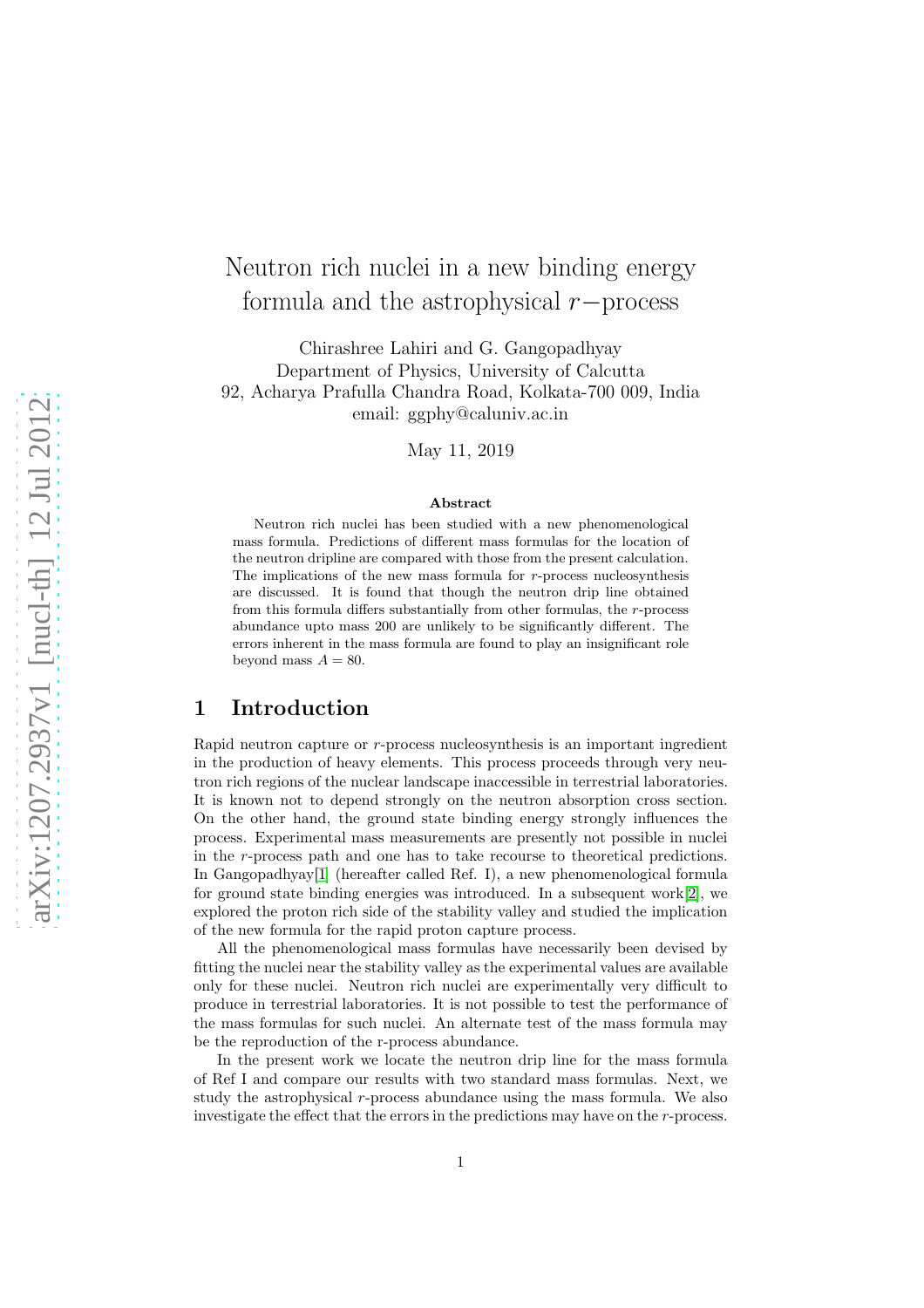# Neutron rich nuclei in a new binding energy formula and the astrophysical $r-$process

Chirashree Lahiri and G. Gangopadhyay
Department of Physics, University of Calcutta
92, Acharya Prafulla Chandra Road, Kolkata-700 009, India
email: ggphy@caluniv.ac.in

May 11, 2019

### Abstract

Neutron rich nuclei has been studied with a new phenomenological mass formula. Predictions of different mass formulas for the location of the neutron dripline are compared with those from the present calculation. The implications of the new mass formula for $r$-process nucleosynthesis are discussed. It is found that though the neutron drip line obtained from this formula differs substantially from other formulas, the $r$-process abundance upto mass 200 are unlikely to be significantly different. The errors inherent in the mass formula are found to play an insignificant role beyond mass $A = 80$.

## 1 Introduction

Rapid neutron capture or $r$-process nucleosynthesis is an important ingredient in the production of heavy elements. This process proceeds through very neutron rich regions of the nuclear landscape inaccessible in terrestrial laboratories. It is known not to depend strongly on the neutron absorption cross section. On the other hand, the ground state binding energy strongly influences the process. Experimental mass measurements are presently not possible in nuclei in the $r$-process path and one has to take recourse to theoretical predictions. In Gangopadhyay[1] (hereafter called Ref. I), a new phenomenological formula for ground state binding energies was introduced. In a subsequent work[2], we explored the proton rich side of the stability valley and studied the implication of the new formula for the rapid proton capture process.

All the phenomenological mass formulas have necessarily been devised by fitting the nuclei near the stability valley as the experimental values are available only for these nuclei. Neutron rich nuclei are experimentally very difficult to produce in terrestrial laboratories. It is not possible to test the performance of the mass formulas for such nuclei. An alternate test of the mass formula may be the reproduction of the r-process abundance.

In the present work we locate the neutron drip line for the mass formula of Ref I and compare our results with two standard mass formulas. Next, we study the astrophysical $r$-process abundance using the mass formula. We also investigate the effect that the errors in the predictions may have on the $r$-process.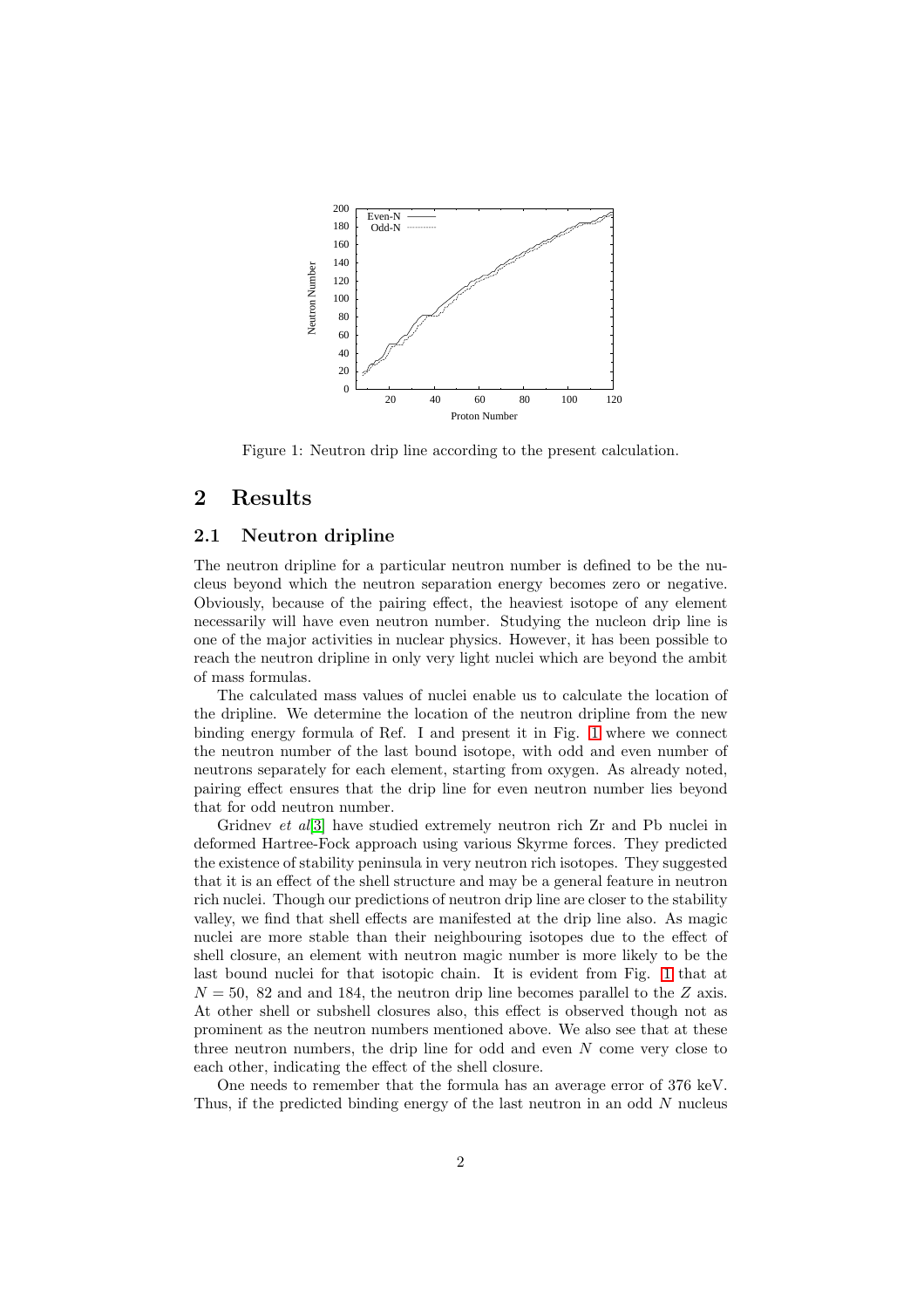Figure 1: Neutron drip line according to the present calculation.

## 2 Results

### 2.1 Neutron dripline

The neutron dripline for a particular neutron number is defined to be the nucleus beyond which the neutron separation energy becomes zero or negative. Obviously, because of the pairing effect, the heaviest isotope of any element necessarily will have even neutron number. Studying the nucleon drip line is one of the major activities in nuclear physics. However, it has been possible to reach the neutron dripline in only very light nuclei which are beyond the ambit of mass formulas.

The calculated mass values of nuclei enable us to calculate the location of the dripline. We determine the location of the neutron dripline from the new binding energy formula of Ref. I and present it in Fig. 1 where we connect the neutron number of the last bound isotope, with odd and even number of neutrons separately for each element, starting from oxygen. As already noted, pairing effect ensures that the drip line for even neutron number lies beyond that for odd neutron number.

Gridnev *et al*[3] have studied extremely neutron rich Zr and Pb nuclei in deformed Hartree-Fock approach using various Skyrme forces. They predicted the existence of stability peninsula in very neutron rich isotopes. They suggested that it is an effect of the shell structure and may be a general feature in neutron rich nuclei. Though our predictions of neutron drip line are closer to the stability valley, we find that shell effects are manifested at the drip line also. As magic nuclei are more stable than their neighbouring isotopes due to the effect of shell closure, an element with neutron magic number is more likely to be the last bound nuclei for that isotopic chain. It is evident from Fig. 1 that at $N = 50$, 82 and and 184, the neutron drip line becomes parallel to the $Z$ axis. At other shell or subshell closures also, this effect is observed though not as prominent as the neutron numbers mentioned above. We also see that at these three neutron numbers, the drip line for odd and even $N$ come very close to each other, indicating the effect of the shell closure.

One needs to remember that the formula has an average error of 376 keV. Thus, if the predicted binding energy of the last neutron in an odd $N$ nucleus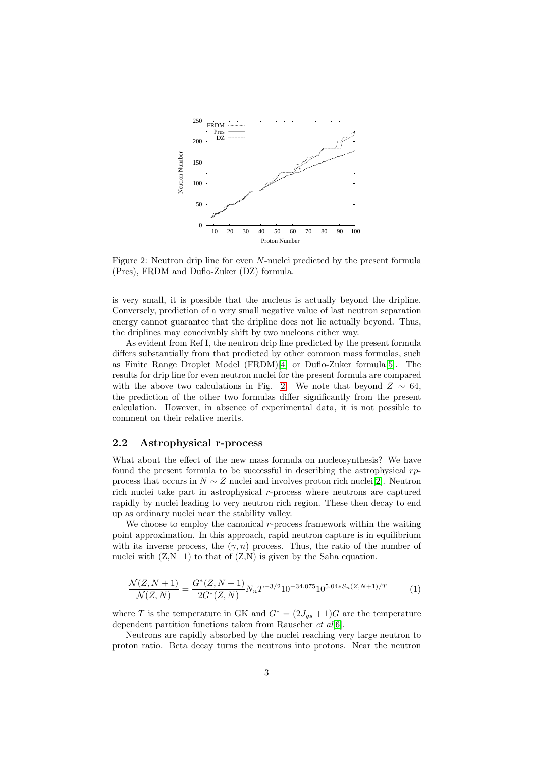Figure 2: Neutron drip line for even $N$-nuclei predicted by the present formula (Pres), FRDM and Duflo-Zuker (DZ) formula.

is very small, it is possible that the nucleus is actually beyond the dripline. Conversely, prediction of a very small negative value of last neutron separation energy cannot guarantee that the dripline does not lie actually beyond. Thus, the driplines may conceivably shift by two nucleons either way.

As evident from Ref I, the neutron drip line predicted by the present formula differs substantially from that predicted by other common mass formulas, such as Finite Range Droplet Model (FRDM)[4] or Duflo-Zuker formula[5]. The results for drip line for even neutron nuclei for the present formula are compared with the above two calculations in Fig. 2. We note that beyond $Z \sim 64$, the prediction of the other two formulas differ significantly from the present calculation. However, in absence of experimental data, it is not possible to comment on their relative merits.

## 2.2 Astrophysical r-process

What about the effect of the new mass formula on nucleosynthesis? We have found the present formula to be successful in describing the astrophysical *rp*-process that occurs in $N \sim Z$ nuclei and involves proton rich nuclei[2]. Neutron rich nuclei take part in astrophysical *r*-process where neutrons are captured rapidly by nuclei leading to very neutron rich region. These then decay to end up as ordinary nuclei near the stability valley.

We choose to employ the canonical *r*-process framework within the waiting point approximation. In this approach, rapid neutron capture is in equilibrium with its inverse process, the $(\gamma, n)$ process. Thus, the ratio of the number of nuclei with (Z,N+1) to that of (Z,N) is given by the Saha equation.

$$\frac{\mathcal{N}(Z,N+1)}{\mathcal{N}(Z,N)} = \frac{G^*(Z,N+1)}{2G^*(Z,N)} N_n T^{-3/2} 10^{-34.075} 10^{5.04 * S_n(Z,N+1)/T} \tag{1}$$

where $T$ is the temperature in GK and $G^* = (2J_{gs}+1)G$ are the temperature dependent partition functions taken from Rauscher *et al*[6].

Neutrons are rapidly absorbed by the nuclei reaching very large neutron to proton ratio. Beta decay turns the neutrons into protons. Near the neutron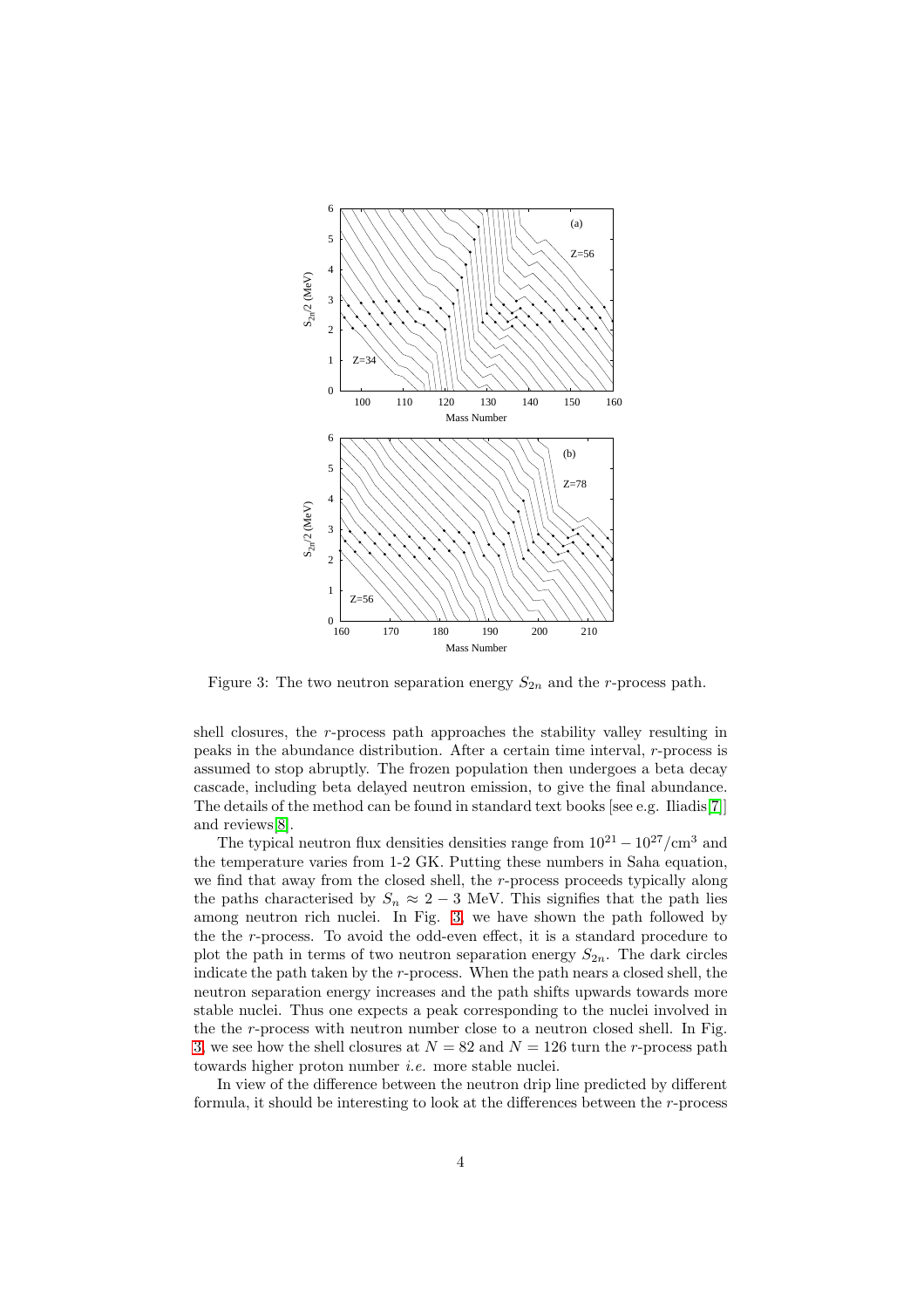Figure 3: The two neutron separation energy $S_{2n}$ and the $r$-process path.

shell closures, the $r$-process path approaches the stability valley resulting in peaks in the abundance distribution. After a certain time interval, $r$-process is assumed to stop abruptly. The frozen population then undergoes a beta decay cascade, including beta delayed neutron emission, to give the final abundance. The details of the method can be found in standard text books [see e.g. Iliadis[7]] and reviews[8].

The typical neutron flux densities densities range from $10^{21} - 10^{27}/\text{cm}^3$ and the temperature varies from 1-2 GK. Putting these numbers in Saha equation, we find that away from the closed shell, the $r$-process proceeds typically along the paths characterised by $S_n \approx 2 - 3$ MeV. This signifies that the path lies among neutron rich nuclei. In Fig. 3 we have shown the path followed by the the $r$-process. To avoid the odd-even effect, it is a standard procedure to plot the path in terms of two neutron separation energy $S_{2n}$. The dark circles indicate the path taken by the $r$-process. When the path nears a closed shell, the neutron separation energy increases and the path shifts upwards towards more stable nuclei. Thus one expects a peak corresponding to the nuclei involved in the the $r$-process with neutron number close to a neutron closed shell. In Fig. 3, we see how the shell closures at $N = 82$ and $N = 126$ turn the $r$-process path towards higher proton number *i.e.* more stable nuclei.

In view of the difference between the neutron drip line predicted by different formula, it should be interesting to look at the differences between the $r$-process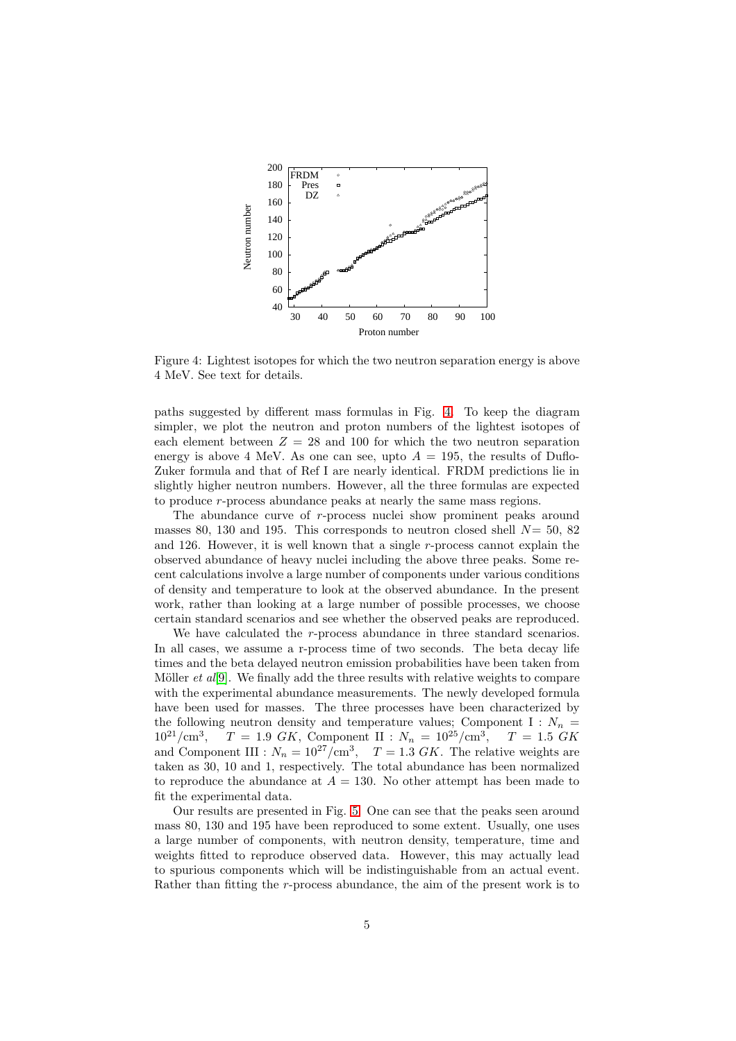Figure 4: Lightest isotopes for which the two neutron separation energy is above 4 MeV. See text for details.

paths suggested by different mass formulas in Fig. 4. To keep the diagram simpler, we plot the neutron and proton numbers of the lightest isotopes of each element between $Z = 28$ and 100 for which the two neutron separation energy is above 4 MeV. As one can see, upto $A = 195$, the results of Duflo-Zuker formula and that of Ref I are nearly identical. FRDM predictions lie in slightly higher neutron numbers. However, all the three formulas are expected to produce *r*-process abundance peaks at nearly the same mass regions.

The abundance curve of *r*-process nuclei show prominent peaks around masses 80, 130 and 195. This corresponds to neutron closed shell $N$= 50, 82 and 126. However, it is well known that a single *r*-process cannot explain the observed abundance of heavy nuclei including the above three peaks. Some recent calculations involve a large number of components under various conditions of density and temperature to look at the observed abundance. In the present work, rather than looking at a large number of possible processes, we choose certain standard scenarios and see whether the observed peaks are reproduced.

We have calculated the *r*-process abundance in three standard scenarios. In all cases, we assume a r-process time of two seconds. The beta decay life times and the beta delayed neutron emission probabilities have been taken from Möller *et al*[9]. We finally add the three results with relative weights to compare with the experimental abundance measurements. The newly developed formula have been used for masses. The three processes have been characterized by the following neutron density and temperature values; Component I : $N_n = 10^{21}/\text{cm}^3$, $T = 1.9\ GK$, Component II : $N_n = 10^{25}/\text{cm}^3$, $T = 1.5\ GK$ and Component III : $N_n = 10^{27}/\text{cm}^3$, $T = 1.3\ GK$. The relative weights are taken as 30, 10 and 1, respectively. The total abundance has been normalized to reproduce the abundance at $A = 130$. No other attempt has been made to fit the experimental data.

Our results are presented in Fig. 5. One can see that the peaks seen around mass 80, 130 and 195 have been reproduced to some extent. Usually, one uses a large number of components, with neutron density, temperature, time and weights fitted to reproduce observed data. However, this may actually lead to spurious components which will be indistinguishable from an actual event. Rather than fitting the *r*-process abundance, the aim of the present work is to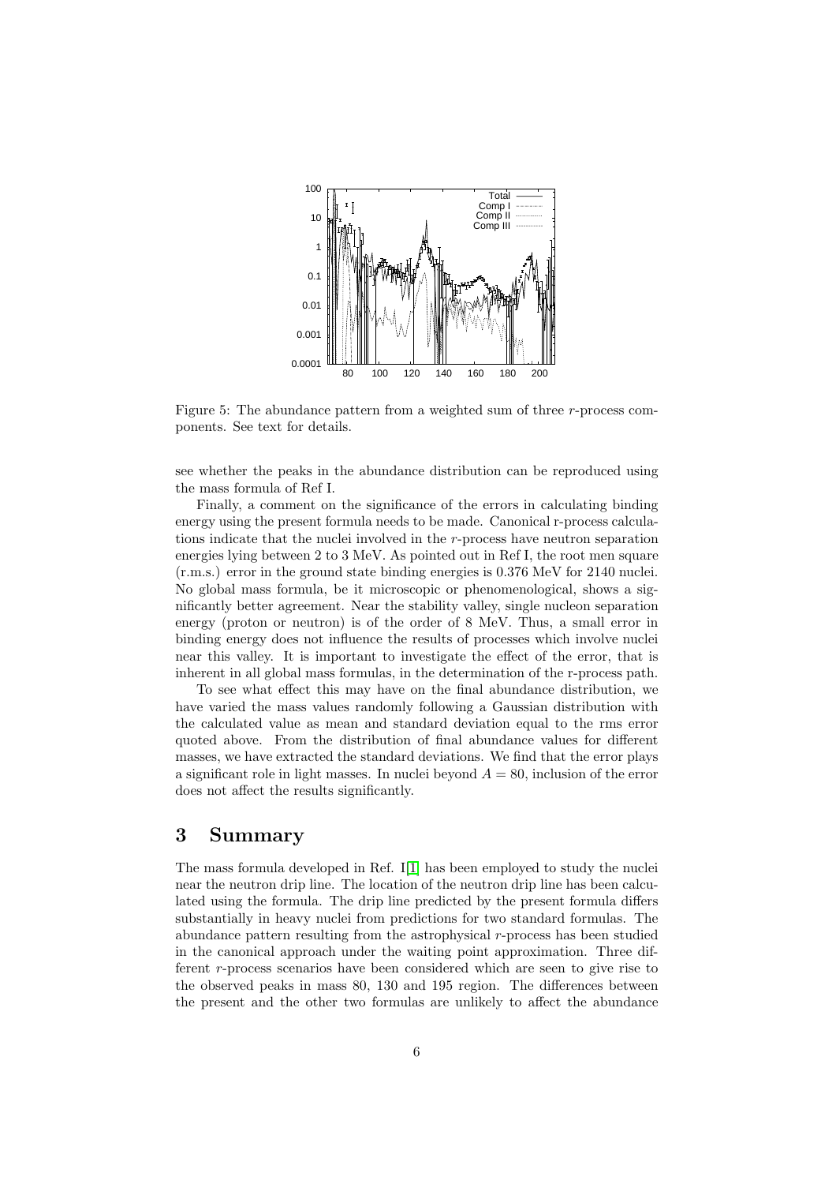Figure 5: The abundance pattern from a weighted sum of three $r$-process components. See text for details.

see whether the peaks in the abundance distribution can be reproduced using the mass formula of Ref I.

Finally, a comment on the significance of the errors in calculating binding energy using the present formula needs to be made. Canonical r-process calculations indicate that the nuclei involved in the $r$-process have neutron separation energies lying between 2 to 3 MeV. As pointed out in Ref I, the root men square (r.m.s.) error in the ground state binding energies is 0.376 MeV for 2140 nuclei. No global mass formula, be it microscopic or phenomenological, shows a significantly better agreement. Near the stability valley, single nucleon separation energy (proton or neutron) is of the order of 8 MeV. Thus, a small error in binding energy does not influence the results of processes which involve nuclei near this valley. It is important to investigate the effect of the error, that is inherent in all global mass formulas, in the determination of the r-process path.

To see what effect this may have on the final abundance distribution, we have varied the mass values randomly following a Gaussian distribution with the calculated value as mean and standard deviation equal to the rms error quoted above. From the distribution of final abundance values for different masses, we have extracted the standard deviations. We find that the error plays a significant role in light masses. In nuclei beyond $A = 80$, inclusion of the error does not affect the results significantly.

## 3 Summary

The mass formula developed in Ref. I[1] has been employed to study the nuclei near the neutron drip line. The location of the neutron drip line has been calculated using the formula. The drip line predicted by the present formula differs substantially in heavy nuclei from predictions for two standard formulas. The abundance pattern resulting from the astrophysical $r$-process has been studied in the canonical approach under the waiting point approximation. Three different $r$-process scenarios have been considered which are seen to give rise to the observed peaks in mass 80, 130 and 195 region. The differences between the present and the other two formulas are unlikely to affect the abundance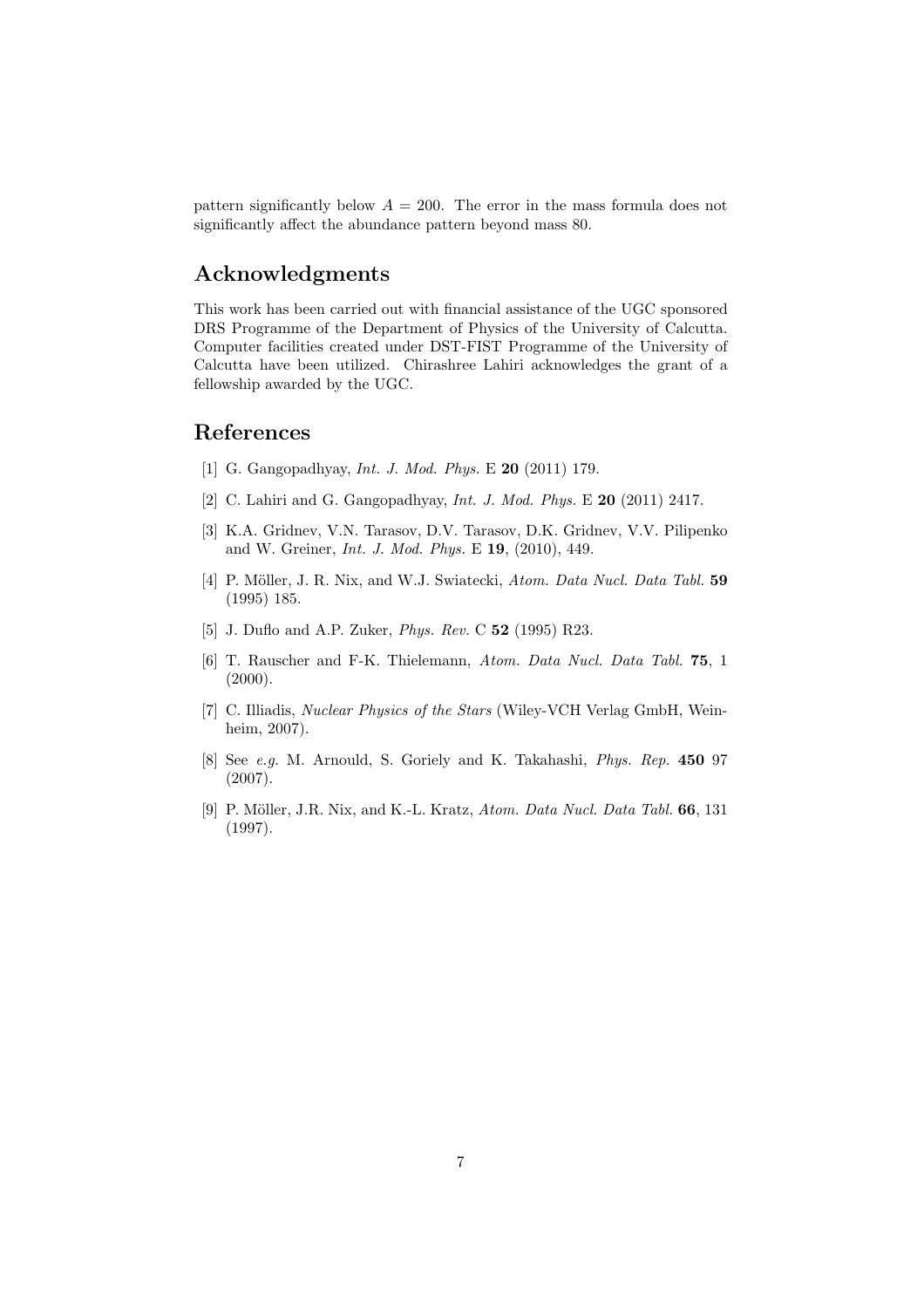pattern significantly below $A = 200$. The error in the mass formula does not significantly affect the abundance pattern beyond mass 80.

## Acknowledgments

This work has been carried out with financial assistance of the UGC sponsored DRS Programme of the Department of Physics of the University of Calcutta. Computer facilities created under DST-FIST Programme of the University of Calcutta have been utilized. Chirashree Lahiri acknowledges the grant of a fellowship awarded by the UGC.

## References

[1] G. Gangopadhyay, *Int. J. Mod. Phys.* E **20** (2011) 179.

[2] C. Lahiri and G. Gangopadhyay, *Int. J. Mod. Phys.* E **20** (2011) 2417.

[3] K.A. Gridnev, V.N. Tarasov, D.V. Tarasov, D.K. Gridnev, V.V. Pilipenko and W. Greiner, *Int. J. Mod. Phys.* E **19**, (2010), 449.

[4] P. Möller, J. R. Nix, and W.J. Swiatecki, *Atom. Data Nucl. Data Tabl.* **59** (1995) 185.

[5] J. Duflo and A.P. Zuker, *Phys. Rev.* C **52** (1995) R23.

[6] T. Rauscher and F-K. Thielemann, *Atom. Data Nucl. Data Tabl.* **75**, 1 (2000).

[7] C. Illiadis, *Nuclear Physics of the Stars* (Wiley-VCH Verlag GmbH, Weinheim, 2007).

[8] See *e.g.* M. Arnould, S. Goriely and K. Takahashi, *Phys. Rep.* **450** 97 (2007).

[9] P. Möller, J.R. Nix, and K.-L. Kratz, *Atom. Data Nucl. Data Tabl.* **66**, 131 (1997).